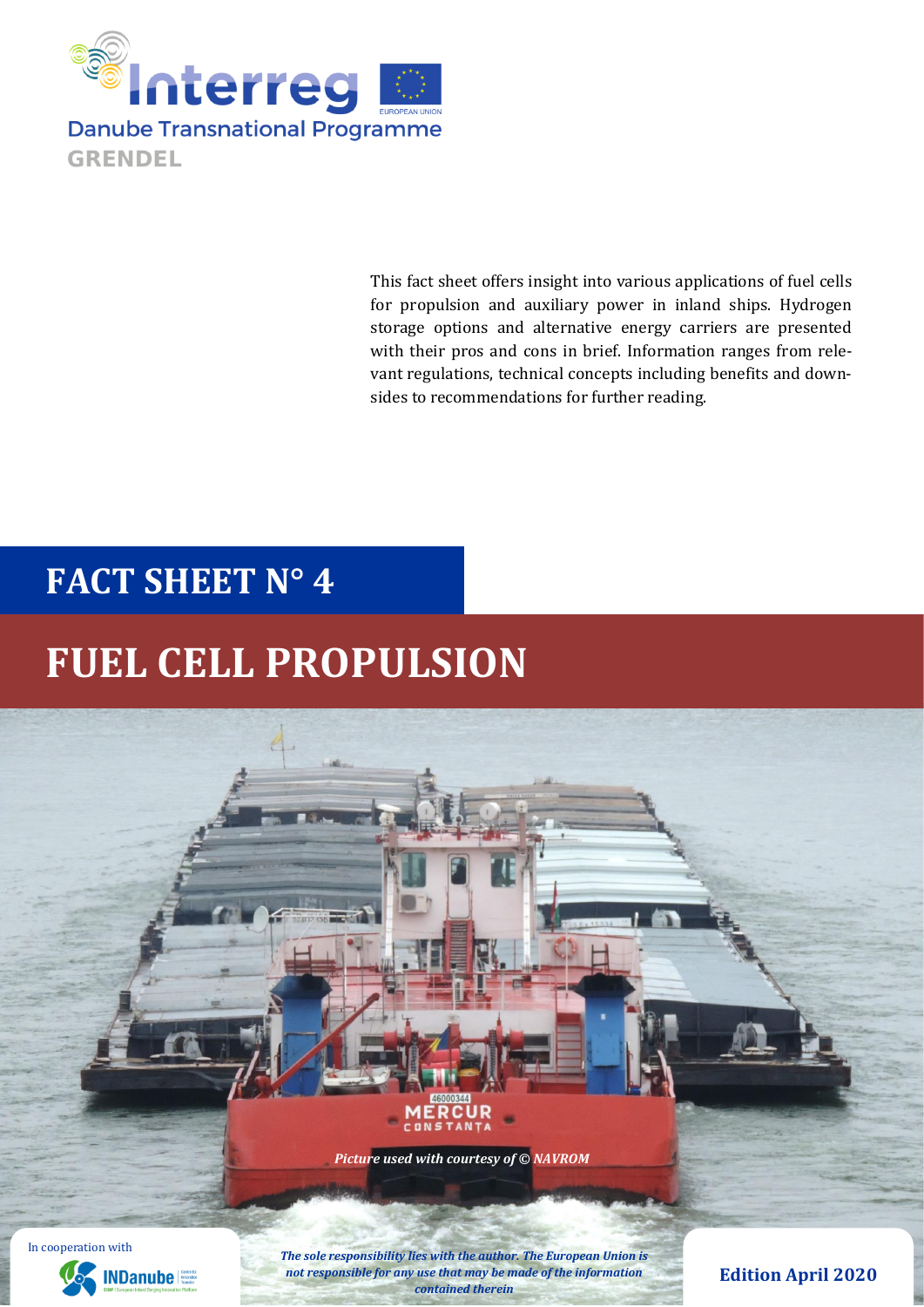Interreg

Danube Transnational Programme

GRENDEL

This fact sheet offers insight into various applications of fuel cells for propulsion and auxiliary power in inland ships. Hydrogen storage options and alternative energy carriers are presented with their pros and cons in brief. Information ranges from relevant regulations, technical concepts including benefits and downsides to recommendations for further reading.

# FACT SHEET N° 4

# FUEL CELL PROPULSION

*Picture used with courtesy of © NAVROM*

In cooperation with INDanube

*The sole responsibility lies with the author. The European Union is not responsible for any use that may be made of the information contained therein*

**Edition April 2020**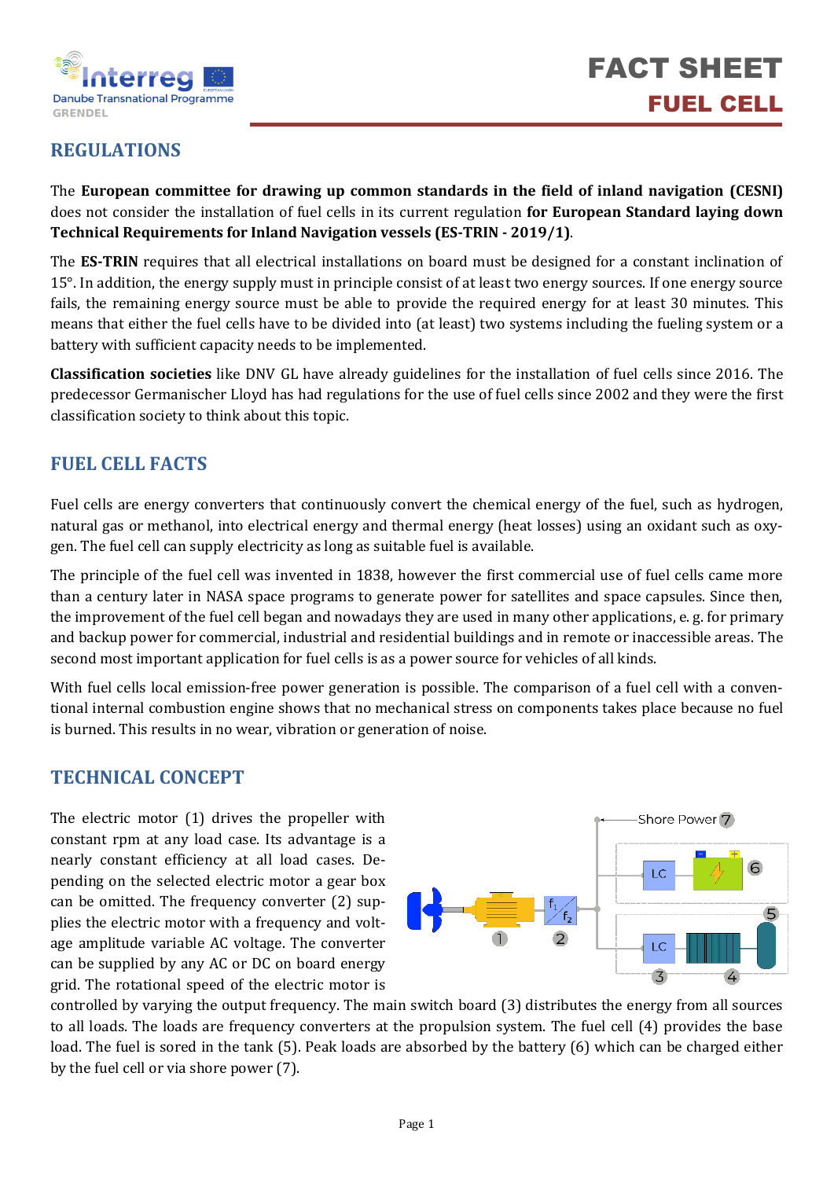## REGULATIONS

The **European committee for drawing up common standards in the field of inland navigation (CESNI)** does not consider the installation of fuel cells in its current regulation **for European Standard laying down Technical Requirements for Inland Navigation vessels (ES-TRIN - 2019/1)**.

The **ES-TRIN** requires that all electrical installations on board must be designed for a constant inclination of 15°. In addition, the energy supply must in principle consist of at least two energy sources. If one energy source fails, the remaining energy source must be able to provide the required energy for at least 30 minutes. This means that either the fuel cells have to be divided into (at least) two systems including the fueling system or a battery with sufficient capacity needs to be implemented.

**Classification societies** like DNV GL have already guidelines for the installation of fuel cells since 2016. The predecessor Germanischer Lloyd has had regulations for the use of fuel cells since 2002 and they were the first classification society to think about this topic.

## FUEL CELL FACTS

Fuel cells are energy converters that continuously convert the chemical energy of the fuel, such as hydrogen, natural gas or methanol, into electrical energy and thermal energy (heat losses) using an oxidant such as oxygen. The fuel cell can supply electricity as long as suitable fuel is available.

The principle of the fuel cell was invented in 1838, however the first commercial use of fuel cells came more than a century later in NASA space programs to generate power for satellites and space capsules. Since then, the improvement of the fuel cell began and nowadays they are used in many other applications, e. g. for primary and backup power for commercial, industrial and residential buildings and in remote or inaccessible areas. The second most important application for fuel cells is as a power source for vehicles of all kinds.

With fuel cells local emission-free power generation is possible. The comparison of a fuel cell with a conventional internal combustion engine shows that no mechanical stress on components takes place because no fuel is burned. This results in no wear, vibration or generation of noise.

## TECHNICAL CONCEPT

The electric motor (1) drives the propeller with constant rpm at any load case. Its advantage is a nearly constant efficiency at all load cases. Depending on the selected electric motor a gear box can be omitted. The frequency converter (2) supplies the electric motor with a frequency and voltage amplitude variable AC voltage. The converter can be supplied by any AC or DC on board energy grid. The rotational speed of the electric motor is controlled by varying the output frequency. The main switch board (3) distributes the energy from all sources to all loads. The loads are frequency converters at the propulsion system. The fuel cell (4) provides the base load. The fuel is sored in the tank (5). Peak loads are absorbed by the battery (6) which can be charged either by the fuel cell or via shore power (7).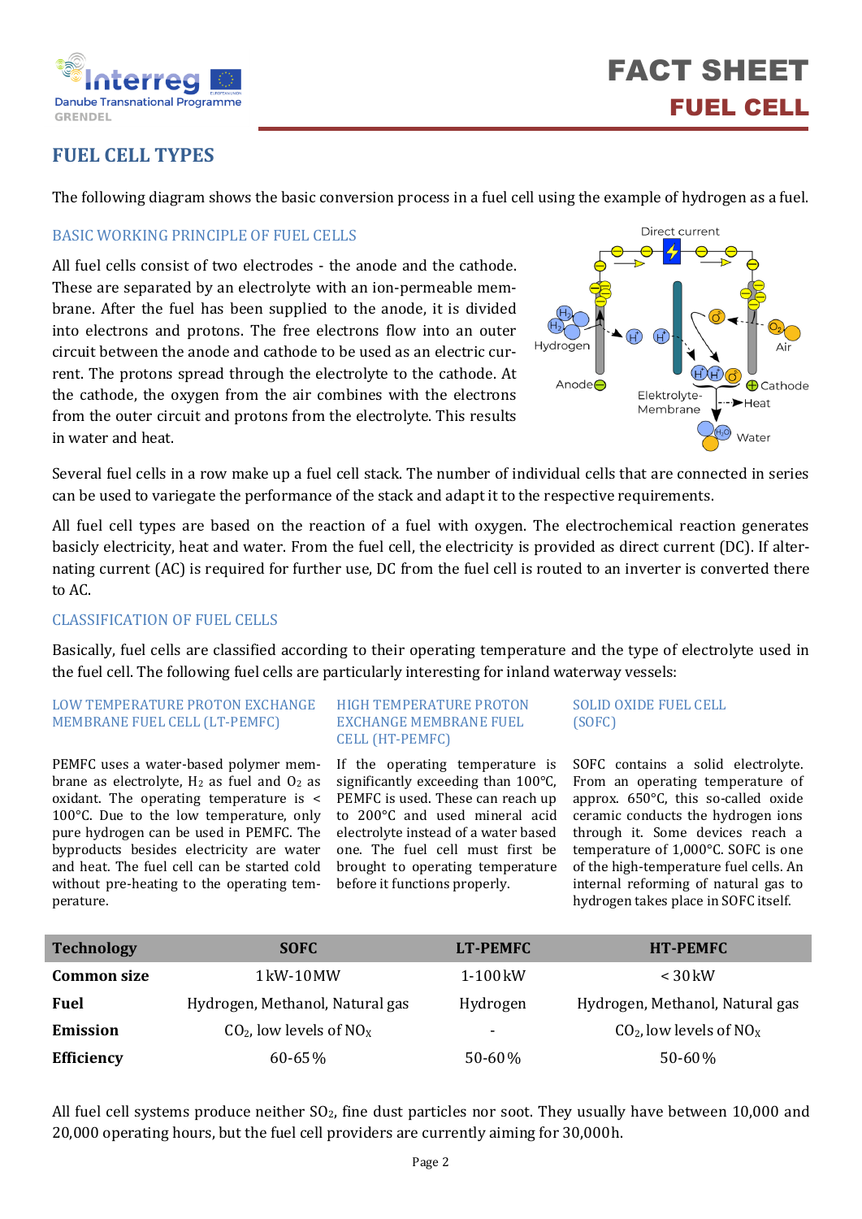# FACT SHEET

## FUEL CELL

## FUEL CELL TYPES

The following diagram shows the basic conversion process in a fuel cell using the example of hydrogen as a fuel.

### BASIC WORKING PRINCIPLE OF FUEL CELLS

All fuel cells consist of two electrodes - the anode and the cathode. These are separated by an electrolyte with an ion-permeable membrane. After the fuel has been supplied to the anode, it is divided into electrons and protons. The free electrons flow into an outer circuit between the anode and cathode to be used as an electric current. The protons spread through the electrolyte to the cathode. At the cathode, the oxygen from the air combines with the electrons from the outer circuit and protons from the electrolyte. This results in water and heat.

Several fuel cells in a row make up a fuel cell stack. The number of individual cells that are connected in series can be used to variegate the performance of the stack and adapt it to the respective requirements.

All fuel cell types are based on the reaction of a fuel with oxygen. The electrochemical reaction generates basicly electricity, heat and water. From the fuel cell, the electricity is provided as direct current (DC). If alternating current (AC) is required for further use, DC from the fuel cell is routed to an inverter is converted there to AC.

### CLASSIFICATION OF FUEL CELLS

Basically, fuel cells are classified according to their operating temperature and the type of electrolyte used in the fuel cell. The following fuel cells are particularly interesting for inland waterway vessels:

#### LOW TEMPERATURE PROTON EXCHANGE MEMBRANE FUEL CELL (LT-PEMFC)

PEMFC uses a water-based polymer membrane as electrolyte, $H_2$ as fuel and $O_2$ as oxidant. The operating temperature is < 100°C. Due to the low temperature, only pure hydrogen can be used in PEMFC. The byproducts besides electricity are water and heat. The fuel cell can be started cold without pre-heating to the operating temperature.

#### HIGH TEMPERATURE PROTON EXCHANGE MEMBRANE FUEL CELL (HT-PEMFC)

If the operating temperature is significantly exceeding than 100°C, PEMFC is used. These can reach up to 200°C and used mineral acid electrolyte instead of a water based one. The fuel cell must first be brought to operating temperature before it functions properly.

#### SOLID OXIDE FUEL CELL (SOFC)

SOFC contains a solid electrolyte. From an operating temperature of approx. 650°C, this so-called oxide ceramic conducts the hydrogen ions through it. Some devices reach a temperature of 1,000°C. SOFC is one of the high-temperature fuel cells. An internal reforming of natural gas to hydrogen takes place in SOFC itself.

| Technology | SOFC | LT-PEMFC | HT-PEMFC |
|---|---|---|---|
| **Common size** | 1 kW-10 MW | 1-100 kW | < 30 kW |
| **Fuel** | Hydrogen, Methanol, Natural gas | Hydrogen | Hydrogen, Methanol, Natural gas |
| **Emission** | $CO_2$, low levels of $NO_X$ | - | $CO_2$, low levels of $NO_X$ |
| **Efficiency** | 60-65 % | 50-60 % | 50-60 % |

All fuel cell systems produce neither $SO_2$, fine dust particles nor soot. They usually have between 10,000 and 20,000 operating hours, but the fuel cell providers are currently aiming for 30,000h.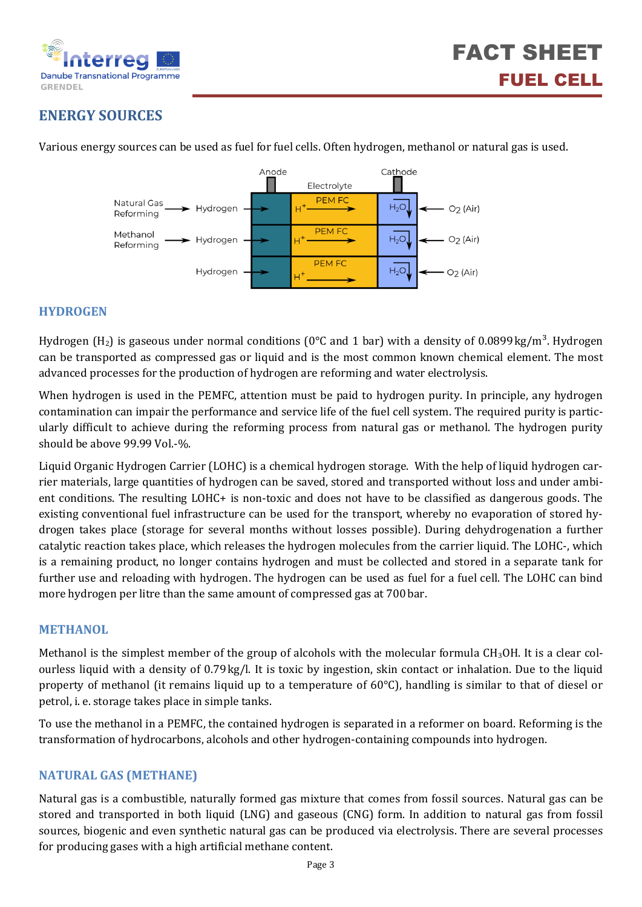## ENERGY SOURCES

Various energy sources can be used as fuel for fuel cells. Often hydrogen, methanol or natural gas is used.

### HYDROGEN

Hydrogen ($H_2$) is gaseous under normal conditions (0°C and 1 bar) with a density of 0.0899 kg/m$^3$. Hydrogen can be transported as compressed gas or liquid and is the most common known chemical element. The most advanced processes for the production of hydrogen are reforming and water electrolysis.

When hydrogen is used in the PEMFC, attention must be paid to hydrogen purity. In principle, any hydrogen contamination can impair the performance and service life of the fuel cell system. The required purity is particularly difficult to achieve during the reforming process from natural gas or methanol. The hydrogen purity should be above 99.99 Vol.-%.

Liquid Organic Hydrogen Carrier (LOHC) is a chemical hydrogen storage. With the help of liquid hydrogen carrier materials, large quantities of hydrogen can be saved, stored and transported without loss and under ambient conditions. The resulting LOHC+ is non-toxic and does not have to be classified as dangerous goods. The existing conventional fuel infrastructure can be used for the transport, whereby no evaporation of stored hydrogen takes place (storage for several months without losses possible). During dehydrogenation a further catalytic reaction takes place, which releases the hydrogen molecules from the carrier liquid. The LOHC-, which is a remaining product, no longer contains hydrogen and must be collected and stored in a separate tank for further use and reloading with hydrogen. The hydrogen can be used as fuel for a fuel cell. The LOHC can bind more hydrogen per litre than the same amount of compressed gas at 700 bar.

### METHANOL

Methanol is the simplest member of the group of alcohols with the molecular formula $CH_3OH$. It is a clear colourless liquid with a density of 0.79 kg/l. It is toxic by ingestion, skin contact or inhalation. Due to the liquid property of methanol (it remains liquid up to a temperature of 60°C), handling is similar to that of diesel or petrol, i. e. storage takes place in simple tanks.

To use the methanol in a PEMFC, the contained hydrogen is separated in a reformer on board. Reforming is the transformation of hydrocarbons, alcohols and other hydrogen-containing compounds into hydrogen.

### NATURAL GAS (METHANE)

Natural gas is a combustible, naturally formed gas mixture that comes from fossil sources. Natural gas can be stored and transported in both liquid (LNG) and gaseous (CNG) form. In addition to natural gas from fossil sources, biogenic and even synthetic natural gas can be produced via electrolysis. There several processes for producing gases with a high artificial methane content.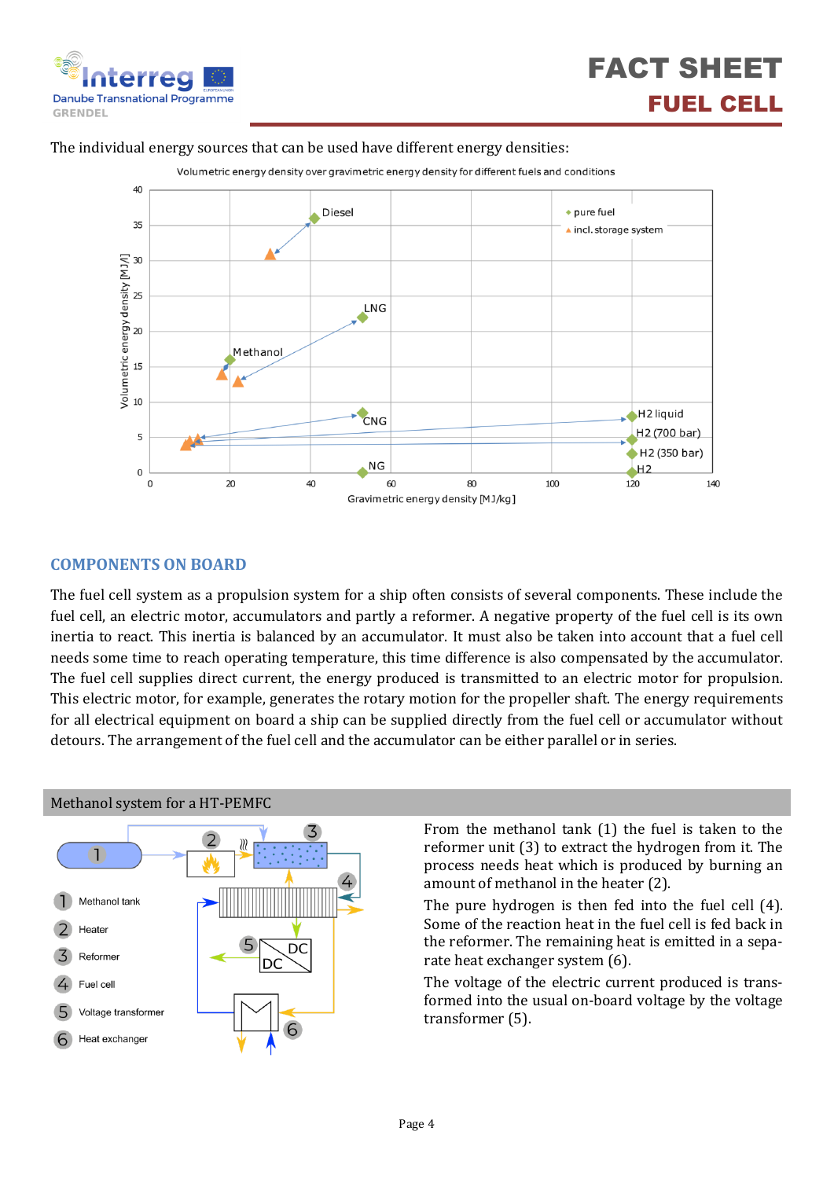The individual energy sources that can be used have different energy densities:

## COMPONENTS ON BOARD

The fuel cell system as a propulsion system for a ship often consists of several components. These include the fuel cell, an electric motor, accumulators and partly a reformer. A negative property of the fuel cell is its own inertia to react. This inertia is balanced by an accumulator. It must also be taken into account that a fuel cell needs some time to reach operating temperature, this time difference is also compensated by the accumulator. The fuel cell supplies direct current, the energy produced is transmitted to an electric motor for propulsion. This electric motor, for example, generates the rotary motion for the propeller shaft. The energy requirements for all electrical equipment on board a ship can be supplied directly from the fuel cell or accumulator without detours. The arrangement of the fuel cell and the accumulator can be either parallel or in series.

### Methanol system for a HT-PEMFC

From the methanol tank (1) the fuel is taken to the reformer unit (3) to extract the hydrogen from it. The process needs heat which is produced by burning an amount of methanol in the heater (2).

The pure hydrogen is then fed into the fuel cell (4). Some of the reaction heat in the fuel cell is fed back in the reformer. The remaining heat is emitted in a separate heat exchanger system (6).

The voltage of the electric current produced is transformed into the usual on-board voltage by the voltage transformer (5).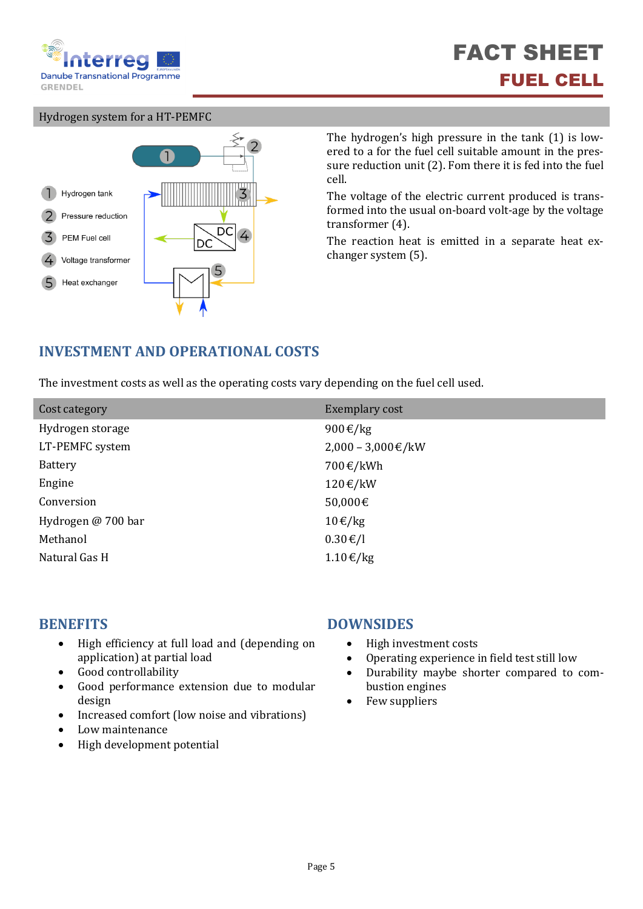Hydrogen system for a HT-PEMFC

1 Hydrogen tank
2 Pressure reduction
3 PEM Fuel cell
4 Voltage transformer
5 Heat exchanger

The hydrogen's high pressure in the tank (1) is lowered to a for the fuel cell suitable amount in the pressure reduction unit (2). Fom there it is fed into the fuel cell.

The voltage of the electric current produced is transformed into the usual on-board volt-age by the voltage transformer (4).

The reaction heat is emitted in a separate heat exchanger system (5).

## INVESTMENT AND OPERATIONAL COSTS

The investment costs as well as the operating costs vary depending on the fuel cell used.

| Cost category | Exemplary cost |
|---|---|
| Hydrogen storage | 900 €/kg |
| LT-PEMFC system | 2,000 – 3,000 €/kW |
| Battery | 700 €/kWh |
| Engine | 120 €/kW |
| Conversion | 50,000 € |
| Hydrogen @ 700 bar | 10 €/kg |
| Methanol | 0.30 €/l |
| Natural Gas H | 1.10 €/kg |

## BENEFITS

- High efficiency at full load and (depending on application) at partial load
- Good controllability
- Good performance extension due to modular design
- Increased comfort (low noise and vibrations)
- Low maintenance
- High development potential

## DOWNSIDES

- High investment costs
- Operating experience in field test still low
- Durability maybe shorter compared to combustion engines
- Few suppliers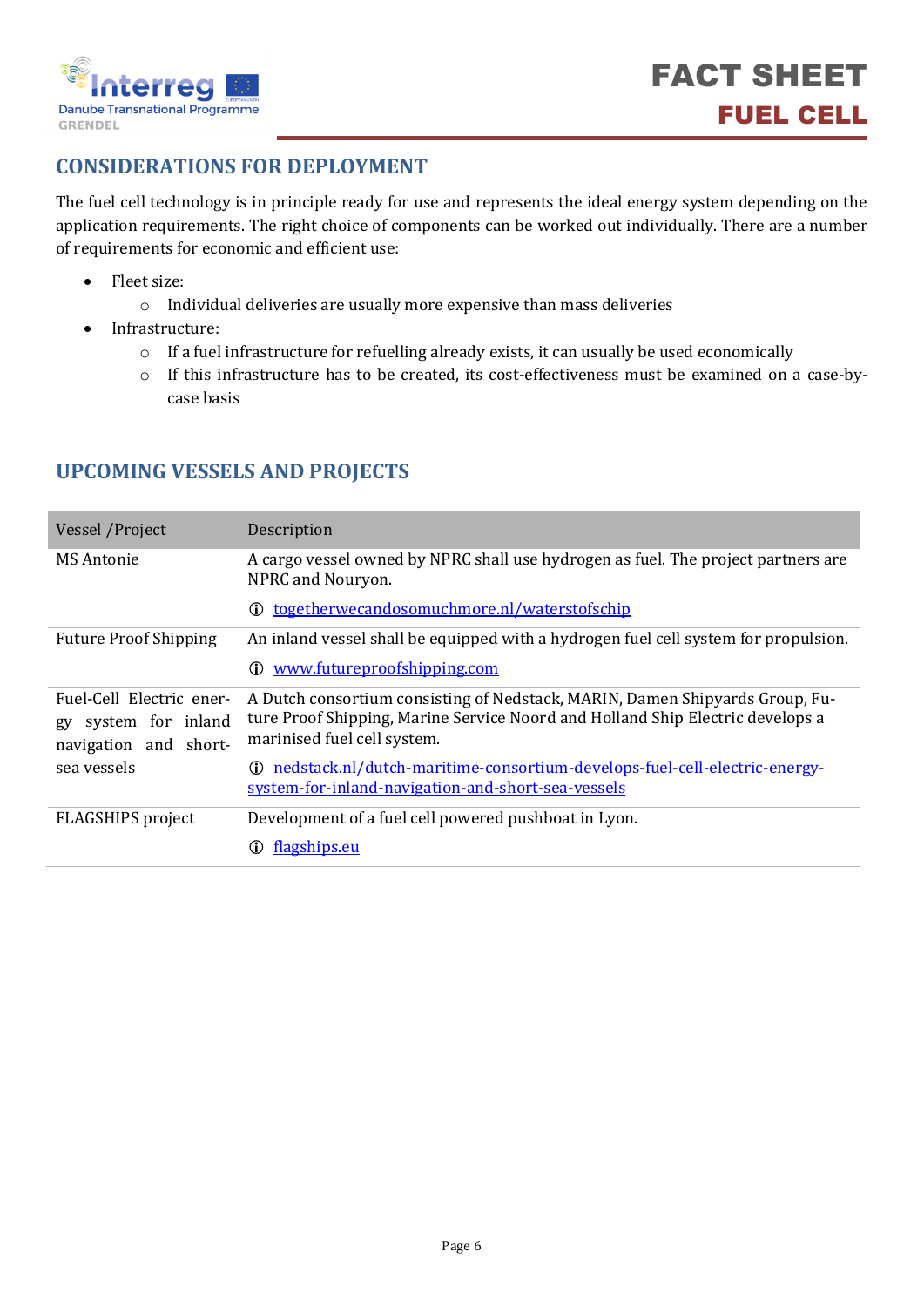## CONSIDERATIONS FOR DEPLOYMENT

The fuel cell technology is in principle ready for use and represents the ideal energy system depending on the application requirements. The right choice of components can be worked out individually. There are a number of requirements for economic and efficient use:

- Fleet size:
  - Individual deliveries are usually more expensive than mass deliveries
- Infrastructure:
  - If a fuel infrastructure for refuelling already exists, it can usually be used economically
  - If this infrastructure has to be created, its cost-effectiveness must be examined on a case-by-case basis

## UPCOMING VESSELS AND PROJECTS

| Vessel /Project | Description |
|---|---|
| MS Antonie | A cargo vessel owned by NPRC shall use hydrogen as fuel. The project partners are NPRC and Nouryon. ⓘ togetherwecandosomuchmore.nl/waterstofschip |
| Future Proof Shipping | An inland vessel shall be equipped with a hydrogen fuel cell system for propulsion. ⓘ www.futureproofshipping.com |
| Fuel-Cell Electric energy system for inland navigation and short-sea vessels | A Dutch consortium consisting of Nedstack, MARIN, Damen Shipyards Group, Future Proof Shipping, Marine Service Noord and Holland Ship Electric develops a marinised fuel cell system. ⓘ nedstack.nl/dutch-maritime-consortium-develops-fuel-cell-electric-energy-system-for-inland-navigation-and-short-sea-vessels |
| FLAGSHIPS project | Development of a fuel cell powered pushboat in Lyon. ⓘ flagships.eu |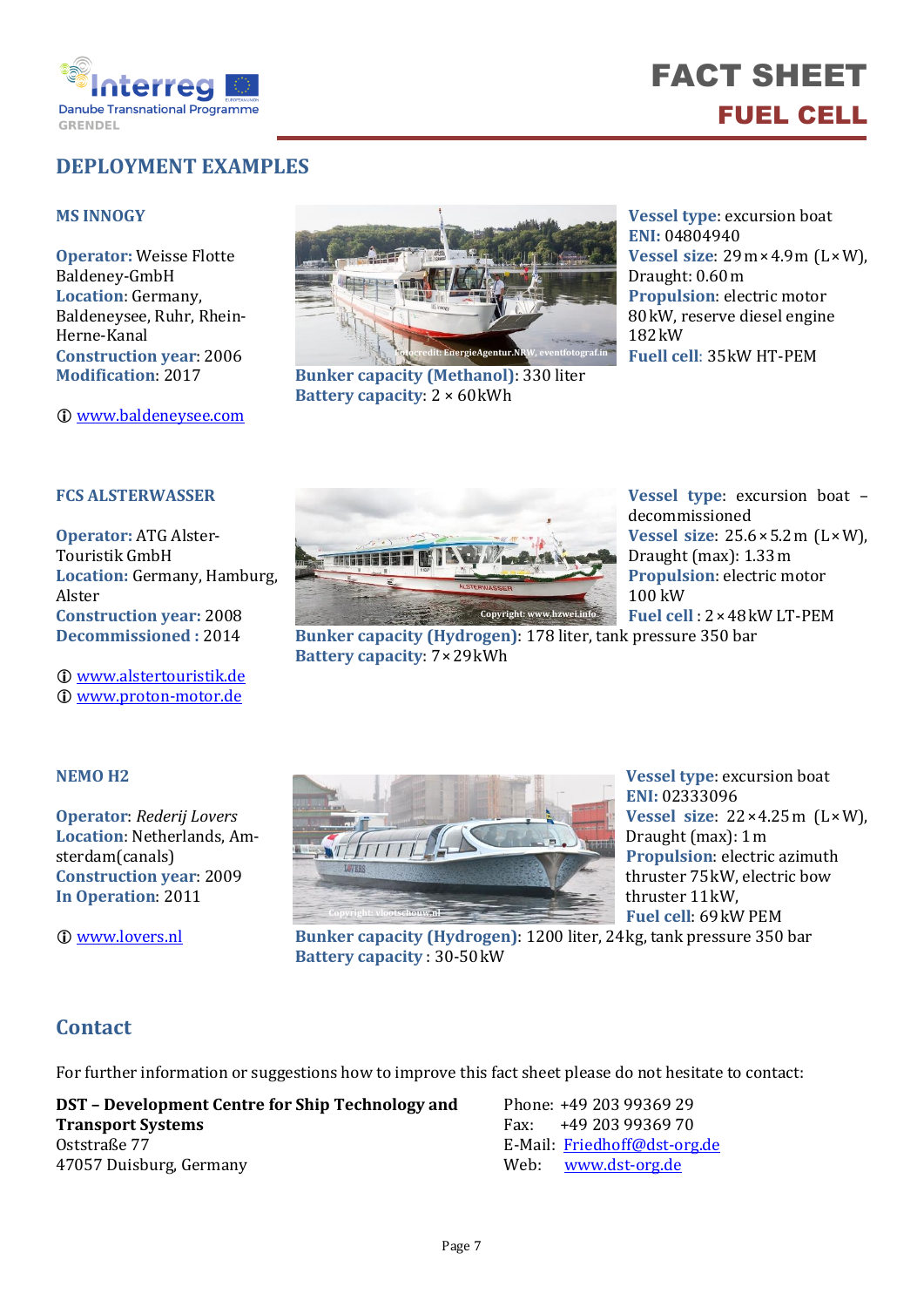# DEPLOYMENT EXAMPLES

### MS INNOGY

**Operator:** Weisse Flotte Baldeney-GmbH
**Location:** Germany, Baldeneysee, Ruhr, Rhein-Herne-Kanal
**Construction year:** 2006
**Modification:** 2017

ⓘ www.baldeneysee.com

Fotocredit: EnergieAgentur.NRW, eventfotograf.in

**Vessel type:** excursion boat
**ENI:** 04804940
**Vessel size:** 29 m × 4.9 m (L × W), Draught: 0.60 m
**Propulsion:** electric motor 80 kW, reserve diesel engine 182 kW
**Fuell cell:** 35 kW HT-PEM
**Bunker capacity (Methanol):** 330 liter
**Battery capacity:** 2 × 60 kWh

### FCS ALSTERWASSER

**Operator:** ATG Alster-Touristik GmbH
**Location:** Germany, Hamburg, Alster
**Construction year:** 2008
**Decommissioned :** 2014

ⓘ www.alstertouristik.de
ⓘ www.proton-motor.de

Copyright: www.hzwei.info

**Vessel type:** excursion boat – decommissioned
**Vessel size:** 25.6 × 5.2 m (L × W), Draught (max): 1.33 m
**Propulsion:** electric motor 100 kW
**Fuel cell :** 2 × 48 kW LT-PEM
**Bunker capacity (Hydrogen):** 178 liter, tank pressure 350 bar
**Battery capacity:** 7 × 29 kWh

### NEMO H2

**Operator:** *Rederij Lovers*
**Location:** Netherlands, Amsterdam(canals)
**Construction year:** 2009
**In Operation:** 2011

ⓘ www.lovers.nl

Copyright: vlootschouw.nl

**Vessel type:** excursion boat
**ENI:** 02333096
**Vessel size:** 22 × 4.25 m (L × W), Draught (max): 1 m
**Propulsion:** electric azimuth thruster 75 kW, electric bow thruster 11 kW,
**Fuel cell:** 69 kW PEM
**Bunker capacity (Hydrogen):** 1200 liter, 24 kg, tank pressure 350 bar
**Battery capacity :** 30-50 kW

## Contact

For further information or suggestions how to improve this fact sheet please do not hesitate to contact:

**DST – Development Centre for Ship Technology and Transport Systems**
Oststraße 77
47057 Duisburg, Germany

Phone: +49 203 99369 29
Fax: +49 203 99369 70
E-Mail: Friedhoff@dst-org.de
Web: www.dst-org.de